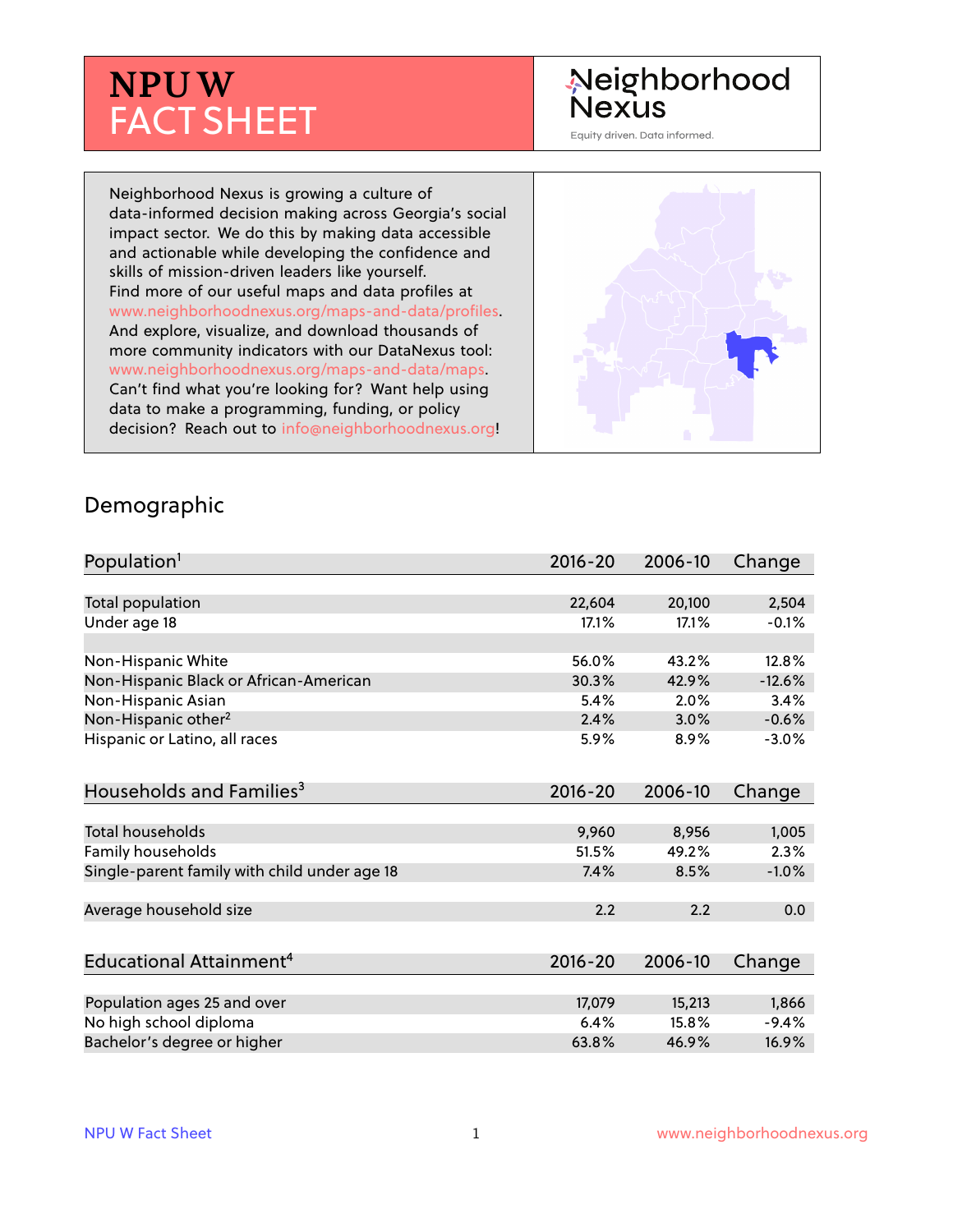# NPU W FACT SHEET

Neighborhood Nexus

Equity driven. Data informed.

Neighborhood Nexus is growing a culture of data-informed decision making across Georgia's social impact sector. We do this by making data accessible and actionable while developing the confidence and skills of mission-driven leaders like yourself. Find more of our useful maps and data profiles at www.neighborhoodnexus.org/maps-and-data/profiles. And explore, visualize, and download thousands of more community indicators with our DataNexus tool: www.neighborhoodnexus.org/maps-and-data/maps. Can't find what you're looking for? Want help using data to make a programming, funding, or policy decision? Reach out to info@neighborhoodnexus.org!

## Demographic

| Population[1] | 2016-20 | 2006-10 | Change |
|---|---|---|---|
| Total population | 22,604 | 20,100 | 2,504 |
| Under age 18 | 17.1% | 17.1% | -0.1% |
| | | | |
| Non-Hispanic White | 56.0% | 43.2% | 12.8% |
| Non-Hispanic Black or African-American | 30.3% | 42.9% | -12.6% |
| Non-Hispanic Asian | 5.4% | 2.0% | 3.4% |
| Non-Hispanic other[2] | 2.4% | 3.0% | -0.6% |
| Hispanic or Latino, all races | 5.9% | 8.9% | -3.0% |

| Households and Families[3] | 2016-20 | 2006-10 | Change |
|---|---|---|---|
| Total households | 9,960 | 8,956 | 1,005 |
| Family households | 51.5% | 49.2% | 2.3% |
| Single-parent family with child under age 18 | 7.4% | 8.5% | -1.0% |
| | | | |
| Average household size | 2.2 | 2.2 | 0.0 |

| Educational Attainment[4] | 2016-20 | 2006-10 | Change |
|---|---|---|---|
| Population ages 25 and over | 17,079 | 15,213 | 1,866 |
| No high school diploma | 6.4% | 15.8% | -9.4% |
| Bachelor's degree or higher | 63.8% | 46.9% | 16.9% |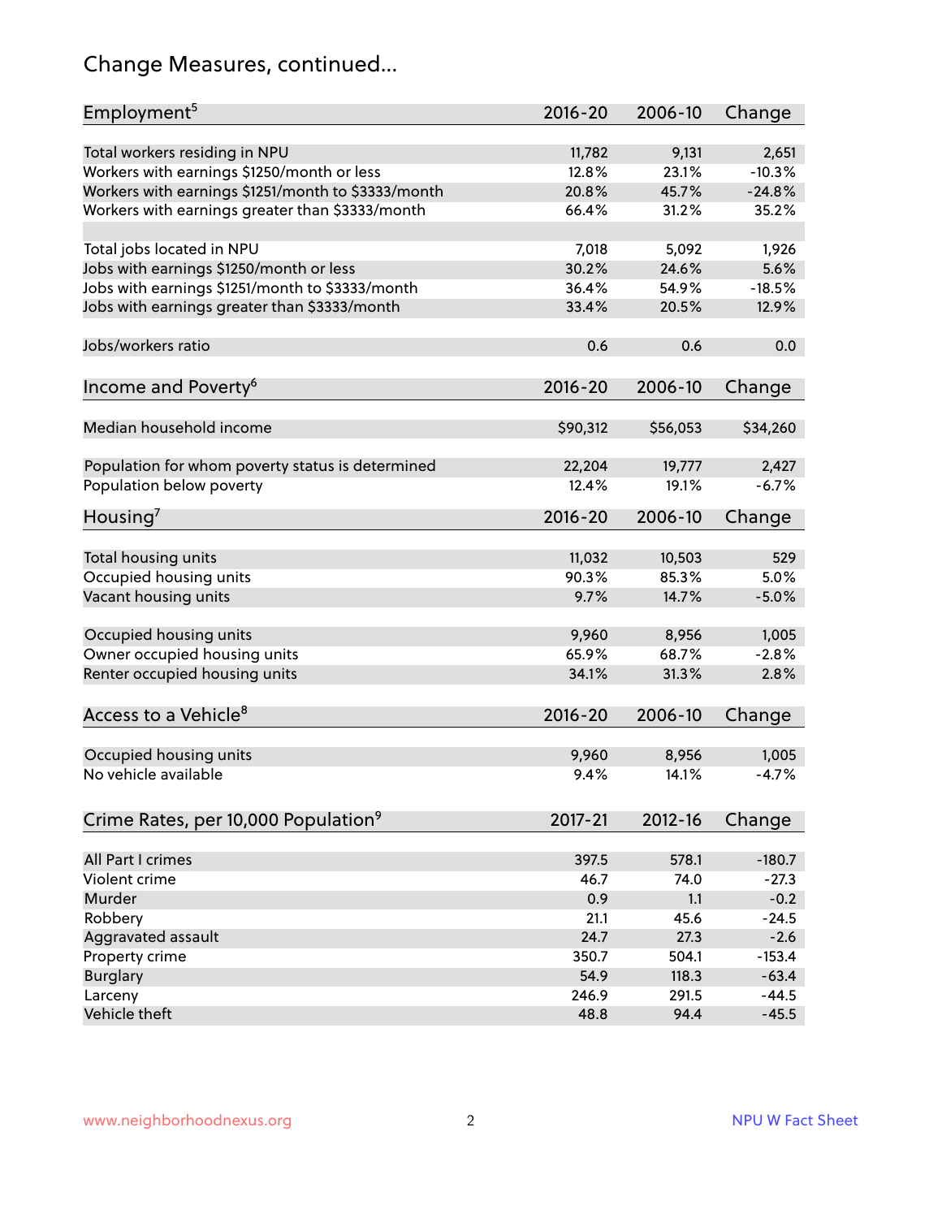# Change Measures, continued...

| Employment[5] | 2016-20 | 2006-10 | Change |
|---|---|---|---|
| Total workers residing in NPU | 11,782 | 9,131 | 2,651 |
| Workers with earnings $1250/month or less | 12.8% | 23.1% | -10.3% |
| Workers with earnings $1251/month to $3333/month | 20.8% | 45.7% | -24.8% |
| Workers with earnings greater than $3333/month | 66.4% | 31.2% | 35.2% |
| | | | |
| Total jobs located in NPU | 7,018 | 5,092 | 1,926 |
| Jobs with earnings $1250/month or less | 30.2% | 24.6% | 5.6% |
| Jobs with earnings $1251/month to $3333/month | 36.4% | 54.9% | -18.5% |
| Jobs with earnings greater than $3333/month | 33.4% | 20.5% | 12.9% |
| | | | |
| Jobs/workers ratio | 0.6 | 0.6 | 0.0 |

| Income and Poverty[6] | 2016-20 | 2006-10 | Change |
|---|---|---|---|
| Median household income | $90,312 | $56,053 | $34,260 |
| | | | |
| Population for whom poverty status is determined | 22,204 | 19,777 | 2,427 |
| Population below poverty | 12.4% | 19.1% | -6.7% |

| Housing[7] | 2016-20 | 2006-10 | Change |
|---|---|---|---|
| Total housing units | 11,032 | 10,503 | 529 |
| Occupied housing units | 90.3% | 85.3% | 5.0% |
| Vacant housing units | 9.7% | 14.7% | -5.0% |
| | | | |
| Occupied housing units | 9,960 | 8,956 | 1,005 |
| Owner occupied housing units | 65.9% | 68.7% | -2.8% |
| Renter occupied housing units | 34.1% | 31.3% | 2.8% |

| Access to a Vehicle[8] | 2016-20 | 2006-10 | Change |
|---|---|---|---|
| Occupied housing units | 9,960 | 8,956 | 1,005 |
| No vehicle available | 9.4% | 14.1% | -4.7% |

| Crime Rates, per 10,000 Population[9] | 2017-21 | 2012-16 | Change |
|---|---|---|---|
| All Part I crimes | 397.5 | 578.1 | -180.7 |
| Violent crime | 46.7 | 74.0 | -27.3 |
| Murder | 0.9 | 1.1 | -0.2 |
| Robbery | 21.1 | 45.6 | -24.5 |
| Aggravated assault | 24.7 | 27.3 | -2.6 |
| Property crime | 350.7 | 504.1 | -153.4 |
| Burglary | 54.9 | 118.3 | -63.4 |
| Larceny | 246.9 | 291.5 | -44.5 |
| Vehicle theft | 48.8 | 94.4 | -45.5 |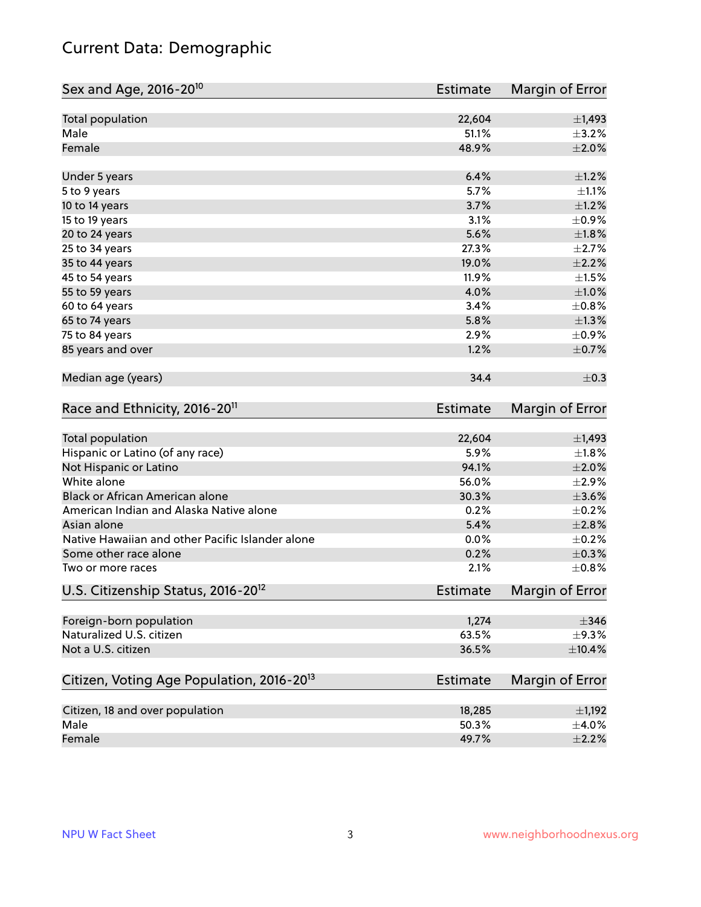# Current Data: Demographic

| Sex and Age, 2016-20[10] | Estimate | Margin of Error |
|---|---|---|
| Total population | 22,604 | ±1,493 |
| Male | 51.1% | ±3.2% |
| Female | 48.9% | ±2.0% |
| | | |
| Under 5 years | 6.4% | ±1.2% |
| 5 to 9 years | 5.7% | ±1.1% |
| 10 to 14 years | 3.7% | ±1.2% |
| 15 to 19 years | 3.1% | ±0.9% |
| 20 to 24 years | 5.6% | ±1.8% |
| 25 to 34 years | 27.3% | ±2.7% |
| 35 to 44 years | 19.0% | ±2.2% |
| 45 to 54 years | 11.9% | ±1.5% |
| 55 to 59 years | 4.0% | ±1.0% |
| 60 to 64 years | 3.4% | ±0.8% |
| 65 to 74 years | 5.8% | ±1.3% |
| 75 to 84 years | 2.9% | ±0.9% |
| 85 years and over | 1.2% | ±0.7% |
| | | |
| Median age (years) | 34.4 | ±0.3 |

| Race and Ethnicity, 2016-20[11] | Estimate | Margin of Error |
|---|---|---|
| Total population | 22,604 | ±1,493 |
| Hispanic or Latino (of any race) | 5.9% | ±1.8% |
| Not Hispanic or Latino | 94.1% | ±2.0% |
| White alone | 56.0% | ±2.9% |
| Black or African American alone | 30.3% | ±3.6% |
| American Indian and Alaska Native alone | 0.2% | ±0.2% |
| Asian alone | 5.4% | ±2.8% |
| Native Hawaiian and other Pacific Islander alone | 0.0% | ±0.2% |
| Some other race alone | 0.2% | ±0.3% |
| Two or more races | 2.1% | ±0.8% |

| U.S. Citizenship Status, 2016-20[12] | Estimate | Margin of Error |
|---|---|---|
| Foreign-born population | 1,274 | ±346 |
| Naturalized U.S. citizen | 63.5% | ±9.3% |
| Not a U.S. citizen | 36.5% | ±10.4% |

| Citizen, Voting Age Population, 2016-20[13] | Estimate | Margin of Error |
|---|---|---|
| Citizen, 18 and over population | 18,285 | ±1,192 |
| Male | 50.3% | ±4.0% |
| Female | 49.7% | ±2.2% |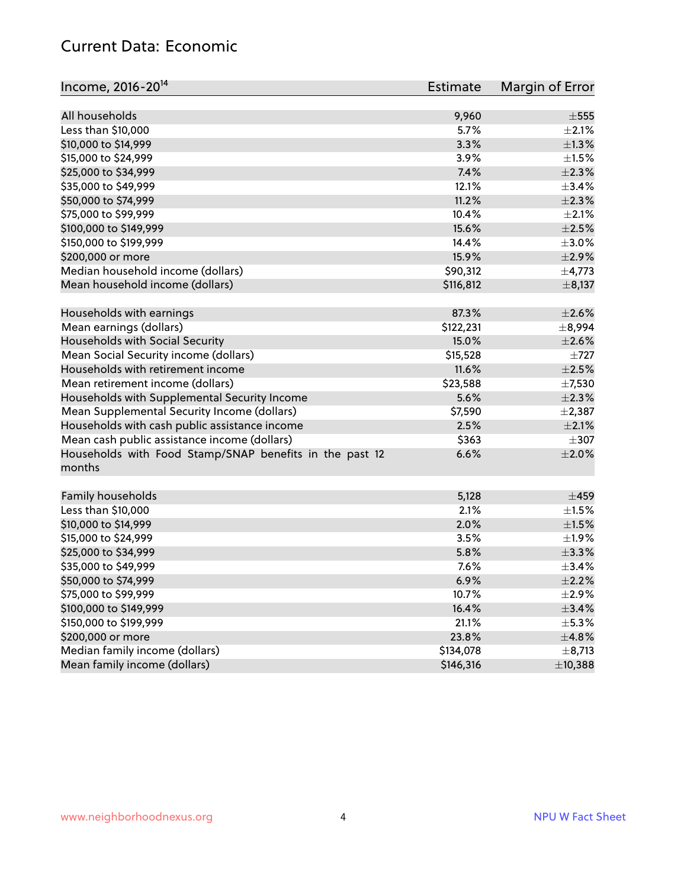## Current Data: Economic

| Income, 2016-20[14] | Estimate | Margin of Error |
|---|---|---|
| All households | 9,960 | ±555 |
| Less than $10,000 | 5.7% | ±2.1% |
| $10,000 to $14,999 | 3.3% | ±1.3% |
| $15,000 to $24,999 | 3.9% | ±1.5% |
| $25,000 to $34,999 | 7.4% | ±2.3% |
| $35,000 to $49,999 | 12.1% | ±3.4% |
| $50,000 to $74,999 | 11.2% | ±2.3% |
| $75,000 to $99,999 | 10.4% | ±2.1% |
| $100,000 to $149,999 | 15.6% | ±2.5% |
| $150,000 to $199,999 | 14.4% | ±3.0% |
| $200,000 or more | 15.9% | ±2.9% |
| Median household income (dollars) | $90,312 | ±4,773 |
| Mean household income (dollars) | $116,812 | ±8,137 |
| | | |
| Households with earnings | 87.3% | ±2.6% |
| Mean earnings (dollars) | $122,231 | ±8,994 |
| Households with Social Security | 15.0% | ±2.6% |
| Mean Social Security income (dollars) | $15,528 | ±727 |
| Households with retirement income | 11.6% | ±2.5% |
| Mean retirement income (dollars) | $23,588 | ±7,530 |
| Households with Supplemental Security Income | 5.6% | ±2.3% |
| Mean Supplemental Security Income (dollars) | $7,590 | ±2,387 |
| Households with cash public assistance income | 2.5% | ±2.1% |
| Mean cash public assistance income (dollars) | $363 | ±307 |
| Households with Food Stamp/SNAP benefits in the past 12 months | 6.6% | ±2.0% |
| | | |
| Family households | 5,128 | ±459 |
| Less than $10,000 | 2.1% | ±1.5% |
| $10,000 to $14,999 | 2.0% | ±1.5% |
| $15,000 to $24,999 | 3.5% | ±1.9% |
| $25,000 to $34,999 | 5.8% | ±3.3% |
| $35,000 to $49,999 | 7.6% | ±3.4% |
| $50,000 to $74,999 | 6.9% | ±2.2% |
| $75,000 to $99,999 | 10.7% | ±2.9% |
| $100,000 to $149,999 | 16.4% | ±3.4% |
| $150,000 to $199,999 | 21.1% | ±5.3% |
| $200,000 or more | 23.8% | ±4.8% |
| Median family income (dollars) | $134,078 | ±8,713 |
| Mean family income (dollars) | $146,316 | ±10,388 |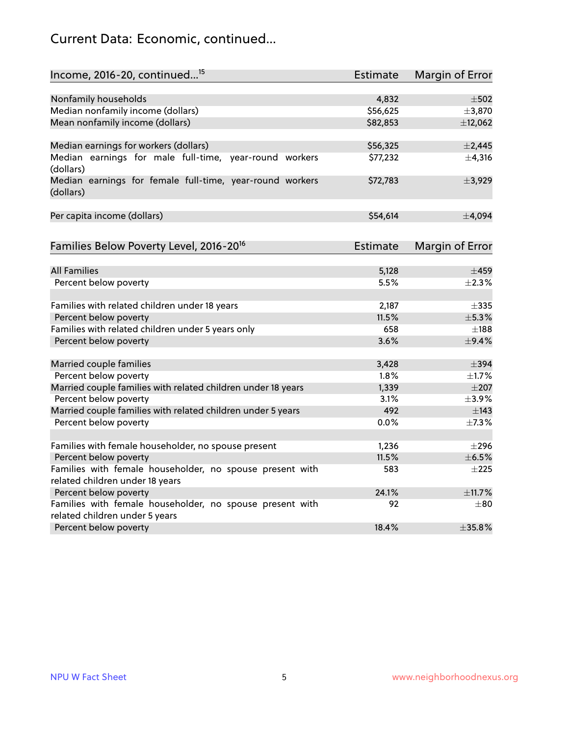## Current Data: Economic, continued...

| Income, 2016-20, continued...[15] | Estimate | Margin of Error |
|---|---|---|
| Nonfamily households | 4,832 | ±502 |
| Median nonfamily income (dollars) | $56,625 | ±3,870 |
| Mean nonfamily income (dollars) | $82,853 | ±12,062 |
| Median earnings for workers (dollars) | $56,325 | ±2,445 |
| Median earnings for male full-time, year-round workers (dollars) | $77,232 | ±4,316 |
| Median earnings for female full-time, year-round workers (dollars) | $72,783 | ±3,929 |
| Per capita income (dollars) | $54,614 | ±4,094 |

| Families Below Poverty Level, 2016-20[16] | Estimate | Margin of Error |
|---|---|---|
| All Families | 5,128 | ±459 |
| Percent below poverty | 5.5% | ±2.3% |
| Families with related children under 18 years | 2,187 | ±335 |
| Percent below poverty | 11.5% | ±5.3% |
| Families with related children under 5 years only | 658 | ±188 |
| Percent below poverty | 3.6% | ±9.4% |
| Married couple families | 3,428 | ±394 |
| Percent below poverty | 1.8% | ±1.7% |
| Married couple families with related children under 18 years | 1,339 | ±207 |
| Percent below poverty | 3.1% | ±3.9% |
| Married couple families with related children under 5 years | 492 | ±143 |
| Percent below poverty | 0.0% | ±7.3% |
| Families with female householder, no spouse present | 1,236 | ±296 |
| Percent below poverty | 11.5% | ±6.5% |
| Families with female householder, no spouse present with related children under 18 years | 583 | ±225 |
| Percent below poverty | 24.1% | ±11.7% |
| Families with female householder, no spouse present with related children under 5 years | 92 | ±80 |
| Percent below poverty | 18.4% | ±35.8% |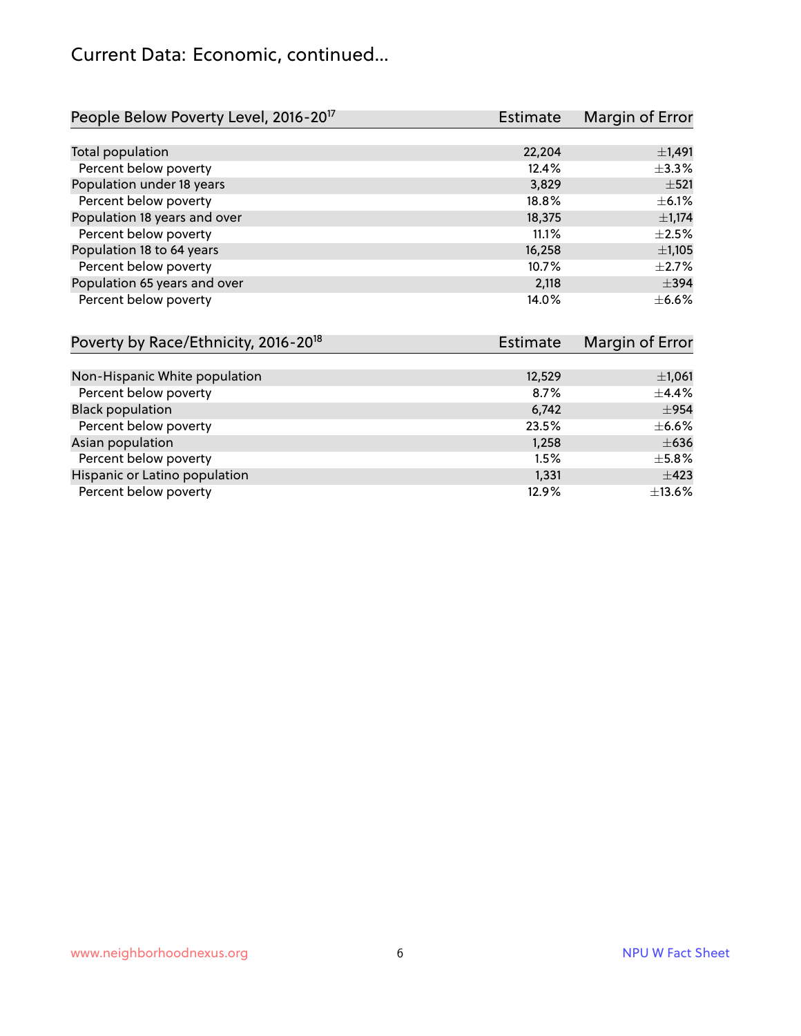# Current Data: Economic, continued...

| People Below Poverty Level, 2016-20[17] | Estimate | Margin of Error |
|---|---|---|
| Total population | 22,204 | ±1,491 |
| Percent below poverty | 12.4% | ±3.3% |
| Population under 18 years | 3,829 | ±521 |
| Percent below poverty | 18.8% | ±6.1% |
| Population 18 years and over | 18,375 | ±1,174 |
| Percent below poverty | 11.1% | ±2.5% |
| Population 18 to 64 years | 16,258 | ±1,105 |
| Percent below poverty | 10.7% | ±2.7% |
| Population 65 years and over | 2,118 | ±394 |
| Percent below poverty | 14.0% | ±6.6% |

| Poverty by Race/Ethnicity, 2016-20[18] | Estimate | Margin of Error |
|---|---|---|
| Non-Hispanic White population | 12,529 | ±1,061 |
| Percent below poverty | 8.7% | ±4.4% |
| Black population | 6,742 | ±954 |
| Percent below poverty | 23.5% | ±6.6% |
| Asian population | 1,258 | ±636 |
| Percent below poverty | 1.5% | ±5.8% |
| Hispanic or Latino population | 1,331 | ±423 |
| Percent below poverty | 12.9% | ±13.6% |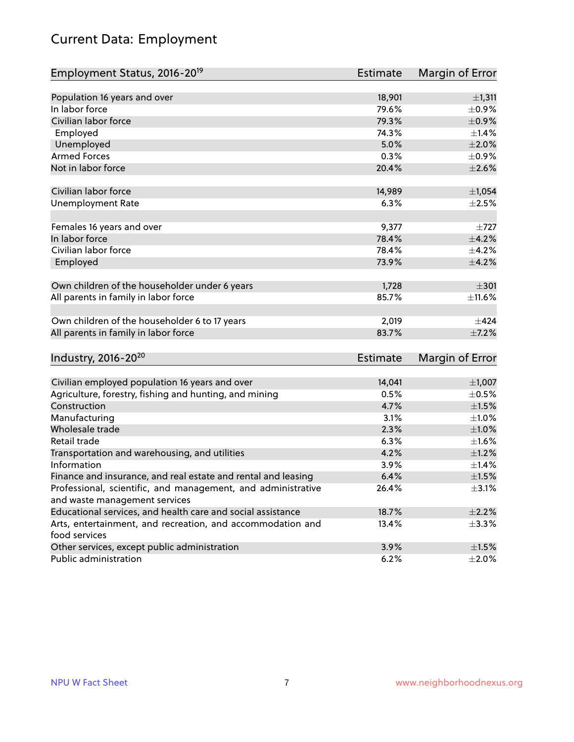# Current Data: Employment

| Employment Status, 2016-20[19] | Estimate | Margin of Error |
|---|---|---|
| Population 16 years and over | 18,901 | ±1,311 |
| In labor force | 79.6% | ±0.9% |
| Civilian labor force | 79.3% | ±0.9% |
| Employed | 74.3% | ±1.4% |
| Unemployed | 5.0% | ±2.0% |
| Armed Forces | 0.3% | ±0.9% |
| Not in labor force | 20.4% | ±2.6% |
| | | |
| Civilian labor force | 14,989 | ±1,054 |
| Unemployment Rate | 6.3% | ±2.5% |
| | | |
| Females 16 years and over | 9,377 | ±727 |
| In labor force | 78.4% | ±4.2% |
| Civilian labor force | 78.4% | ±4.2% |
| Employed | 73.9% | ±4.2% |
| | | |
| Own children of the householder under 6 years | 1,728 | ±301 |
| All parents in family in labor force | 85.7% | ±11.6% |
| | | |
| Own children of the householder 6 to 17 years | 2,019 | ±424 |
| All parents in family in labor force | 83.7% | ±7.2% |

| Industry, 2016-20[20] | Estimate | Margin of Error |
|---|---|---|
| Civilian employed population 16 years and over | 14,041 | ±1,007 |
| Agriculture, forestry, fishing and hunting, and mining | 0.5% | ±0.5% |
| Construction | 4.7% | ±1.5% |
| Manufacturing | 3.1% | ±1.0% |
| Wholesale trade | 2.3% | ±1.0% |
| Retail trade | 6.3% | ±1.6% |
| Transportation and warehousing, and utilities | 4.2% | ±1.2% |
| Information | 3.9% | ±1.4% |
| Finance and insurance, and real estate and rental and leasing | 6.4% | ±1.5% |
| Professional, scientific, and management, and administrative and waste management services | 26.4% | ±3.1% |
| Educational services, and health care and social assistance | 18.7% | ±2.2% |
| Arts, entertainment, and recreation, and accommodation and food services | 13.4% | ±3.3% |
| Other services, except public administration | 3.9% | ±1.5% |
| Public administration | 6.2% | ±2.0% |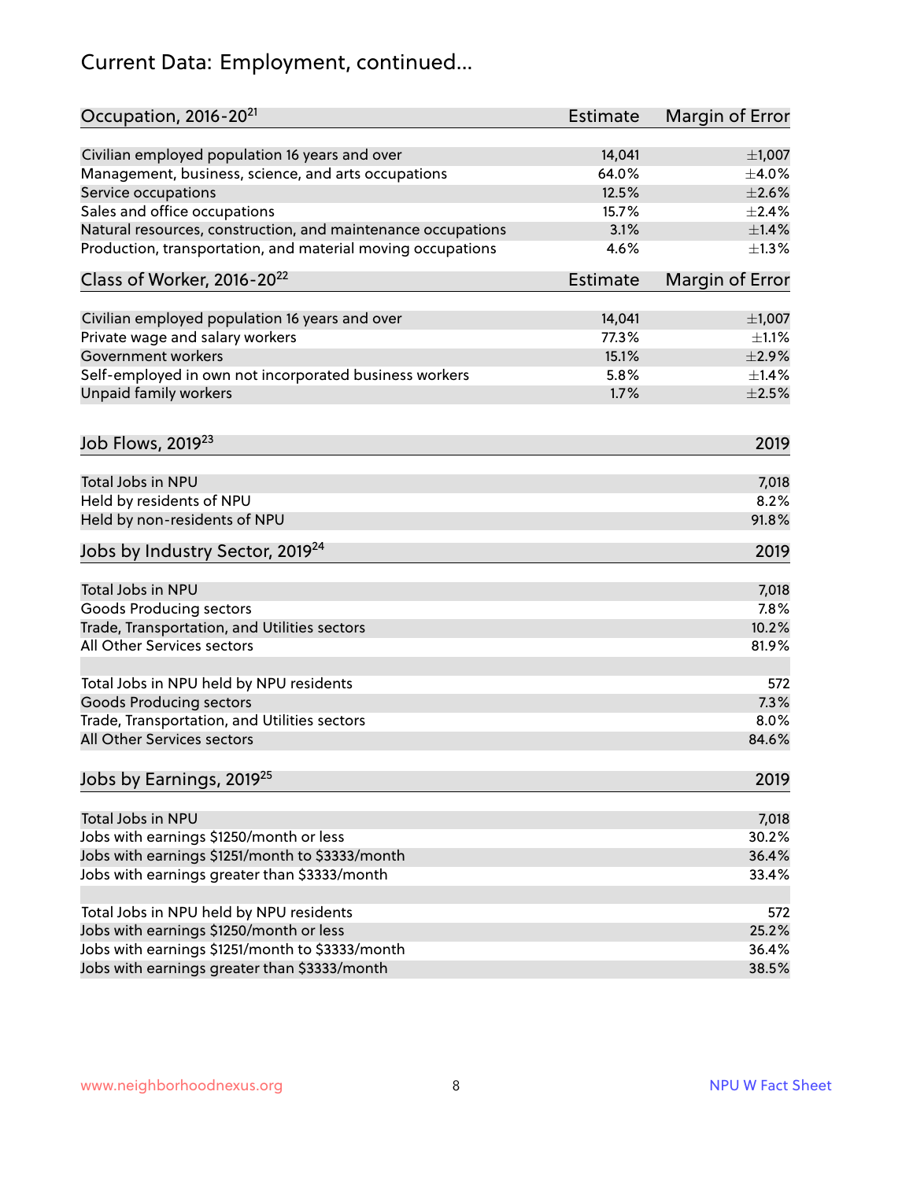## Current Data: Employment, continued...

| Occupation, 2016-20[21] | Estimate | Margin of Error |
|---|---|---|
| Civilian employed population 16 years and over | 14,041 | ±1,007 |
| Management, business, science, and arts occupations | 64.0% | ±4.0% |
| Service occupations | 12.5% | ±2.6% |
| Sales and office occupations | 15.7% | ±2.4% |
| Natural resources, construction, and maintenance occupations | 3.1% | ±1.4% |
| Production, transportation, and material moving occupations | 4.6% | ±1.3% |

| Class of Worker, 2016-20[22] | Estimate | Margin of Error |
|---|---|---|
| Civilian employed population 16 years and over | 14,041 | ±1,007 |
| Private wage and salary workers | 77.3% | ±1.1% |
| Government workers | 15.1% | ±2.9% |
| Self-employed in own not incorporated business workers | 5.8% | ±1.4% |
| Unpaid family workers | 1.7% | ±2.5% |

| Job Flows, 2019[23] | 2019 |
|---|---|
| Total Jobs in NPU | 7,018 |
| Held by residents of NPU | 8.2% |
| Held by non-residents of NPU | 91.8% |

| Jobs by Industry Sector, 2019[24] | 2019 |
|---|---|
| Total Jobs in NPU | 7,018 |
| Goods Producing sectors | 7.8% |
| Trade, Transportation, and Utilities sectors | 10.2% |
| All Other Services sectors | 81.9% |
| | |
| Total Jobs in NPU held by NPU residents | 572 |
| Goods Producing sectors | 7.3% |
| Trade, Transportation, and Utilities sectors | 8.0% |
| All Other Services sectors | 84.6% |

| Jobs by Earnings, 2019[25] | 2019 |
|---|---|
| Total Jobs in NPU | 7,018 |
| Jobs with earnings $1250/month or less | 30.2% |
| Jobs with earnings $1251/month to $3333/month | 36.4% |
| Jobs with earnings greater than $3333/month | 33.4% |
| | |
| Total Jobs in NPU held by NPU residents | 572 |
| Jobs with earnings $1250/month or less | 25.2% |
| Jobs with earnings $1251/month to $3333/month | 36.4% |
| Jobs with earnings greater than $3333/month | 38.5% |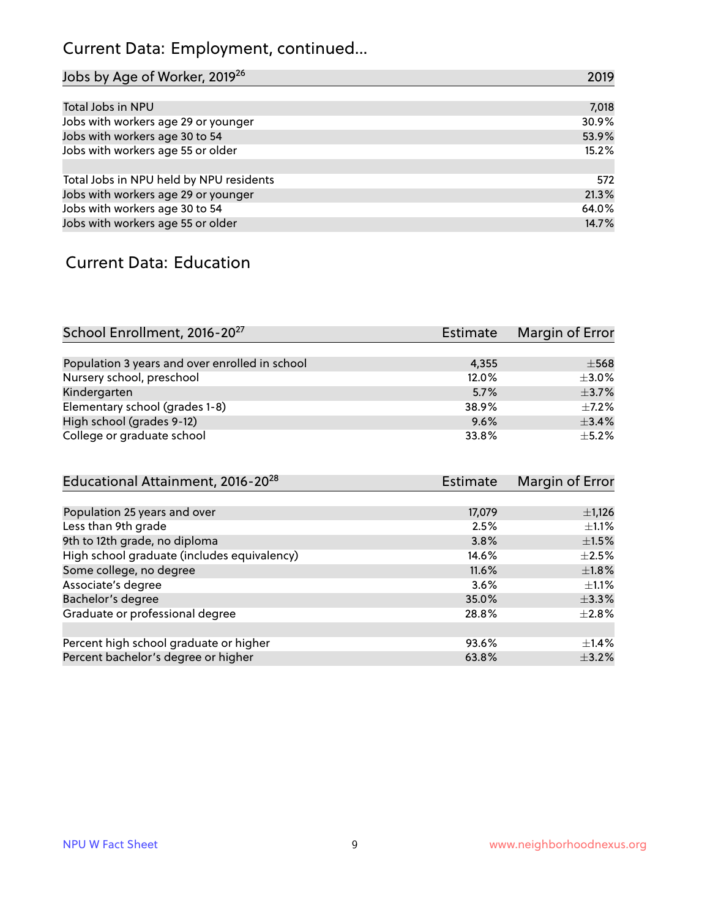## Current Data: Employment, continued...

| Jobs by Age of Worker, 2019[26] | 2019 |
|---|---|
| Total Jobs in NPU | 7,018 |
| Jobs with workers age 29 or younger | 30.9% |
| Jobs with workers age 30 to 54 | 53.9% |
| Jobs with workers age 55 or older | 15.2% |
| | |
| Total Jobs in NPU held by NPU residents | 572 |
| Jobs with workers age 29 or younger | 21.3% |
| Jobs with workers age 30 to 54 | 64.0% |
| Jobs with workers age 55 or older | 14.7% |

## Current Data: Education

| School Enrollment, 2016-20[27] | Estimate | Margin of Error |
|---|---|---|
| Population 3 years and over enrolled in school | 4,355 | ±568 |
| Nursery school, preschool | 12.0% | ±3.0% |
| Kindergarten | 5.7% | ±3.7% |
| Elementary school (grades 1-8) | 38.9% | ±7.2% |
| High school (grades 9-12) | 9.6% | ±3.4% |
| College or graduate school | 33.8% | ±5.2% |

| Educational Attainment, 2016-20[28] | Estimate | Margin of Error |
|---|---|---|
| Population 25 years and over | 17,079 | ±1,126 |
| Less than 9th grade | 2.5% | ±1.1% |
| 9th to 12th grade, no diploma | 3.8% | ±1.5% |
| High school graduate (includes equivalency) | 14.6% | ±2.5% |
| Some college, no degree | 11.6% | ±1.8% |
| Associate's degree | 3.6% | ±1.1% |
| Bachelor's degree | 35.0% | ±3.3% |
| Graduate or professional degree | 28.8% | ±2.8% |
| | | |
| Percent high school graduate or higher | 93.6% | ±1.4% |
| Percent bachelor's degree or higher | 63.8% | ±3.2% |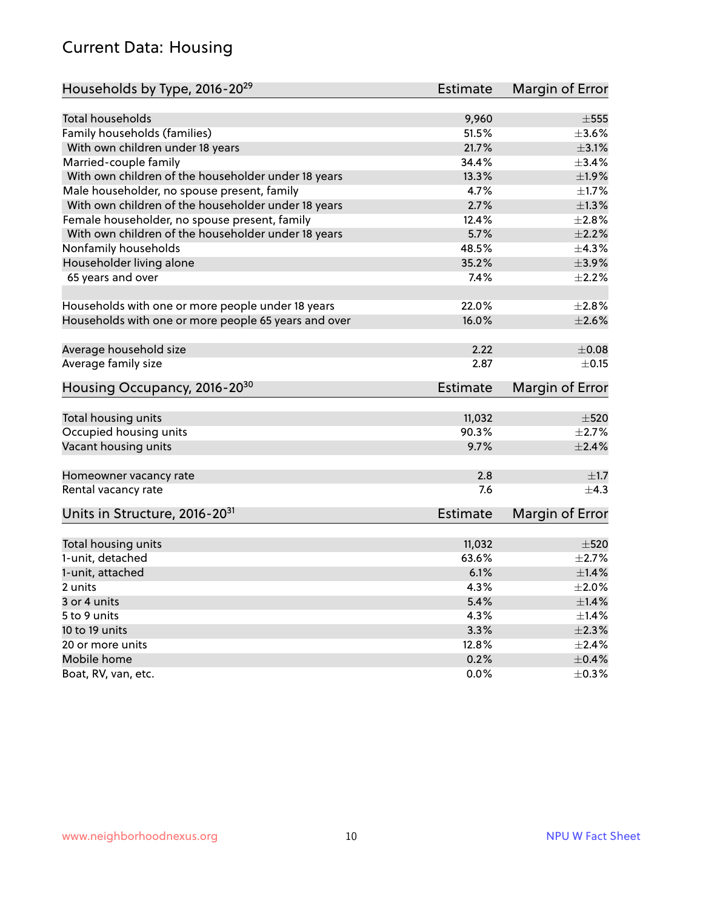## Current Data: Housing

| Households by Type, 2016-20[29] | Estimate | Margin of Error |
|---|---|---|
| Total households | 9,960 | ±555 |
| Family households (families) | 51.5% | ±3.6% |
| With own children under 18 years | 21.7% | ±3.1% |
| Married-couple family | 34.4% | ±3.4% |
| With own children of the householder under 18 years | 13.3% | ±1.9% |
| Male householder, no spouse present, family | 4.7% | ±1.7% |
| With own children of the householder under 18 years | 2.7% | ±1.3% |
| Female householder, no spouse present, family | 12.4% | ±2.8% |
| With own children of the householder under 18 years | 5.7% | ±2.2% |
| Nonfamily households | 48.5% | ±4.3% |
| Householder living alone | 35.2% | ±3.9% |
| 65 years and over | 7.4% | ±2.2% |
| | | |
| Households with one or more people under 18 years | 22.0% | ±2.8% |
| Households with one or more people 65 years and over | 16.0% | ±2.6% |
| | | |
| Average household size | 2.22 | ±0.08 |
| Average family size | 2.87 | ±0.15 |

| Housing Occupancy, 2016-20[30] | Estimate | Margin of Error |
|---|---|---|
| Total housing units | 11,032 | ±520 |
| Occupied housing units | 90.3% | ±2.7% |
| Vacant housing units | 9.7% | ±2.4% |
| | | |
| Homeowner vacancy rate | 2.8 | ±1.7 |
| Rental vacancy rate | 7.6 | ±4.3 |

| Units in Structure, 2016-20[31] | Estimate | Margin of Error |
|---|---|---|
| Total housing units | 11,032 | ±520 |
| 1-unit, detached | 63.6% | ±2.7% |
| 1-unit, attached | 6.1% | ±1.4% |
| 2 units | 4.3% | ±2.0% |
| 3 or 4 units | 5.4% | ±1.4% |
| 5 to 9 units | 4.3% | ±1.4% |
| 10 to 19 units | 3.3% | ±2.3% |
| 20 or more units | 12.8% | ±2.4% |
| Mobile home | 0.2% | ±0.4% |
| Boat, RV, van, etc. | 0.0% | ±0.3% |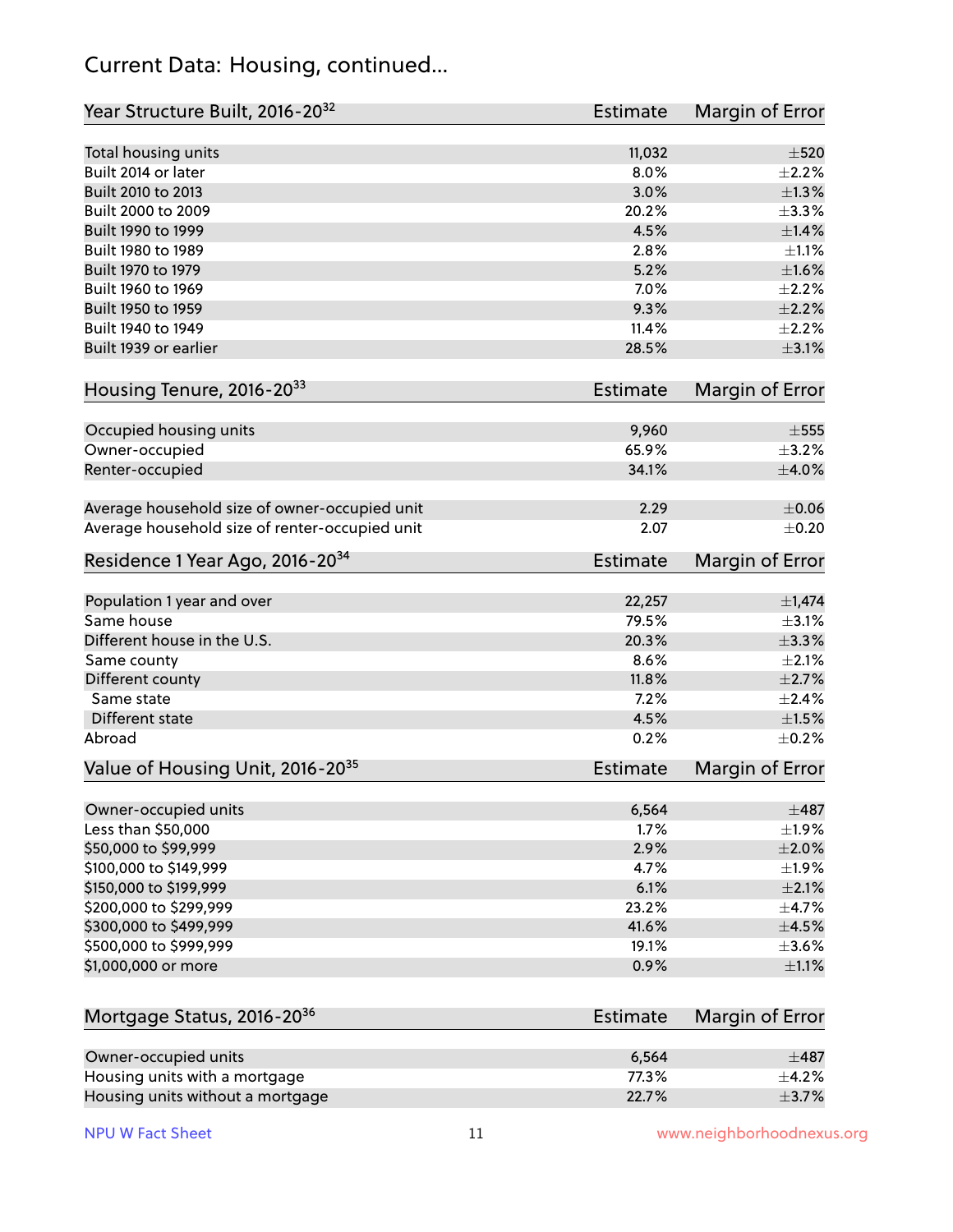## Current Data: Housing, continued...

| Year Structure Built, 2016-20[32] | Estimate | Margin of Error |
|---|---|---|
| Total housing units | 11,032 | ±520 |
| Built 2014 or later | 8.0% | ±2.2% |
| Built 2010 to 2013 | 3.0% | ±1.3% |
| Built 2000 to 2009 | 20.2% | ±3.3% |
| Built 1990 to 1999 | 4.5% | ±1.4% |
| Built 1980 to 1989 | 2.8% | ±1.1% |
| Built 1970 to 1979 | 5.2% | ±1.6% |
| Built 1960 to 1969 | 7.0% | ±2.2% |
| Built 1950 to 1959 | 9.3% | ±2.2% |
| Built 1940 to 1949 | 11.4% | ±2.2% |
| Built 1939 or earlier | 28.5% | ±3.1% |

| Housing Tenure, 2016-20[33] | Estimate | Margin of Error |
|---|---|---|
| Occupied housing units | 9,960 | ±555 |
| Owner-occupied | 65.9% | ±3.2% |
| Renter-occupied | 34.1% | ±4.0% |
| | | |
| Average household size of owner-occupied unit | 2.29 | ±0.06 |
| Average household size of renter-occupied unit | 2.07 | ±0.20 |

| Residence 1 Year Ago, 2016-20[34] | Estimate | Margin of Error |
|---|---|---|
| Population 1 year and over | 22,257 | ±1,474 |
| Same house | 79.5% | ±3.1% |
| Different house in the U.S. | 20.3% | ±3.3% |
| Same county | 8.6% | ±2.1% |
| Different county | 11.8% | ±2.7% |
| Same state | 7.2% | ±2.4% |
| Different state | 4.5% | ±1.5% |
| Abroad | 0.2% | ±0.2% |

| Value of Housing Unit, 2016-20[35] | Estimate | Margin of Error |
|---|---|---|
| Owner-occupied units | 6,564 | ±487 |
| Less than $50,000 | 1.7% | ±1.9% |
| $50,000 to $99,999 | 2.9% | ±2.0% |
| $100,000 to $149,999 | 4.7% | ±1.9% |
| $150,000 to $199,999 | 6.1% | ±2.1% |
| $200,000 to $299,999 | 23.2% | ±4.7% |
| $300,000 to $499,999 | 41.6% | ±4.5% |
| $500,000 to $999,999 | 19.1% | ±3.6% |
| $1,000,000 or more | 0.9% | ±1.1% |

| Mortgage Status, 2016-20[36] | Estimate | Margin of Error |
|---|---|---|
| Owner-occupied units | 6,564 | ±487 |
| Housing units with a mortgage | 77.3% | ±4.2% |
| Housing units without a mortgage | 22.7% | ±3.7% |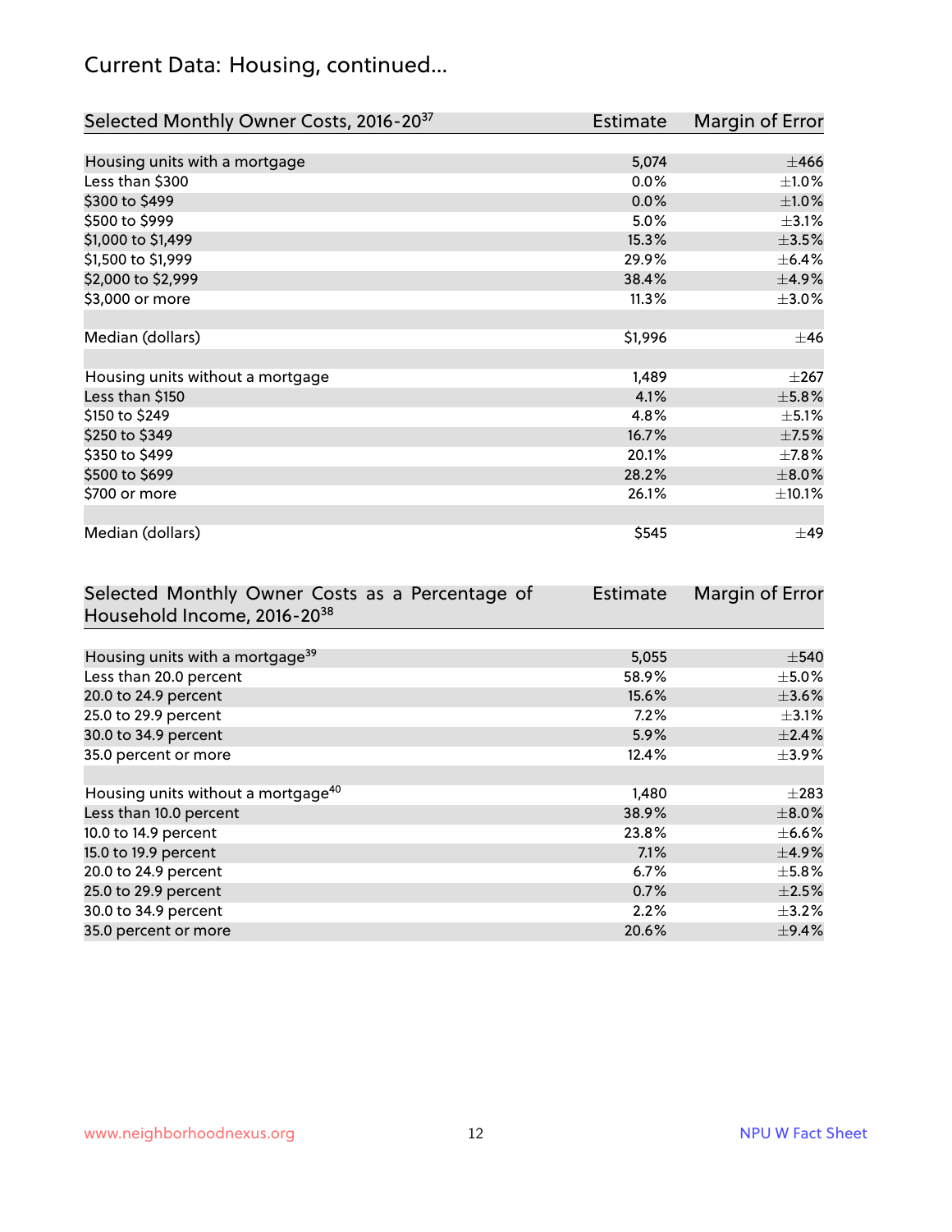# Current Data: Housing, continued...

| Selected Monthly Owner Costs, 2016-20[37] | Estimate | Margin of Error |
|---|---|---|
| Housing units with a mortgage | 5,074 | ±466 |
| Less than $300 | 0.0% | ±1.0% |
| $300 to $499 | 0.0% | ±1.0% |
| $500 to $999 | 5.0% | ±3.1% |
| $1,000 to $1,499 | 15.3% | ±3.5% |
| $1,500 to $1,999 | 29.9% | ±6.4% |
| $2,000 to $2,999 | 38.4% | ±4.9% |
| $3,000 or more | 11.3% | ±3.0% |
| | | |
| Median (dollars) | $1,996 | ±46 |
| | | |
| Housing units without a mortgage | 1,489 | ±267 |
| Less than $150 | 4.1% | ±5.8% |
| $150 to $249 | 4.8% | ±5.1% |
| $250 to $349 | 16.7% | ±7.5% |
| $350 to $499 | 20.1% | ±7.8% |
| $500 to $699 | 28.2% | ±8.0% |
| $700 or more | 26.1% | ±10.1% |
| | | |
| Median (dollars) | $545 | ±49 |

| Selected Monthly Owner Costs as a Percentage of Household Income, 2016-20[38] | Estimate | Margin of Error |
|---|---|---|
| Housing units with a mortgage[39] | 5,055 | ±540 |
| Less than 20.0 percent | 58.9% | ±5.0% |
| 20.0 to 24.9 percent | 15.6% | ±3.6% |
| 25.0 to 29.9 percent | 7.2% | ±3.1% |
| 30.0 to 34.9 percent | 5.9% | ±2.4% |
| 35.0 percent or more | 12.4% | ±3.9% |
| | | |
| Housing units without a mortgage[40] | 1,480 | ±283 |
| Less than 10.0 percent | 38.9% | ±8.0% |
| 10.0 to 14.9 percent | 23.8% | ±6.6% |
| 15.0 to 19.9 percent | 7.1% | ±4.9% |
| 20.0 to 24.9 percent | 6.7% | ±5.8% |
| 25.0 to 29.9 percent | 0.7% | ±2.5% |
| 30.0 to 34.9 percent | 2.2% | ±3.2% |
| 35.0 percent or more | 20.6% | ±9.4% |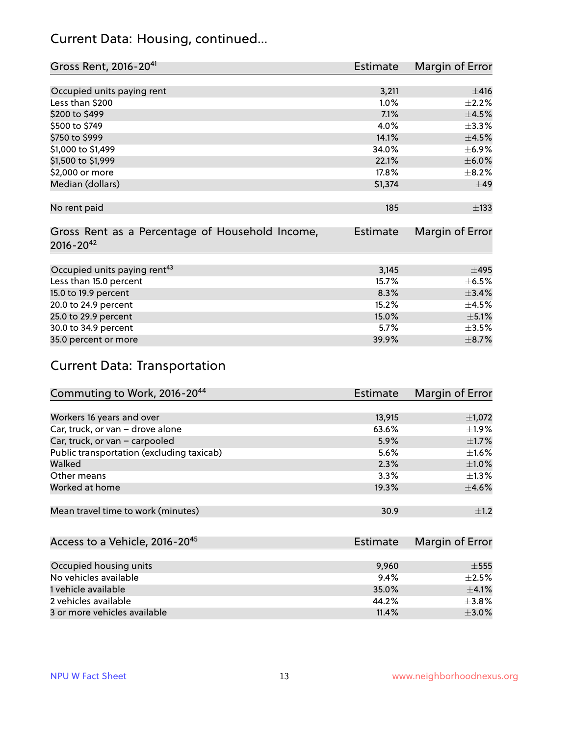## Current Data: Housing, continued...

| Gross Rent, 2016-20[41] | Estimate | Margin of Error |
|---|---|---|
| Occupied units paying rent | 3,211 | ±416 |
| Less than $200 | 1.0% | ±2.2% |
| $200 to $499 | 7.1% | ±4.5% |
| $500 to $749 | 4.0% | ±3.3% |
| $750 to $999 | 14.1% | ±4.5% |
| $1,000 to $1,499 | 34.0% | ±6.9% |
| $1,500 to $1,999 | 22.1% | ±6.0% |
| $2,000 or more | 17.8% | ±8.2% |
| Median (dollars) | $1,374 | ±49 |
| No rent paid | 185 | ±133 |

| Gross Rent as a Percentage of Household Income, 2016-20[42] | Estimate | Margin of Error |
|---|---|---|
| Occupied units paying rent[43] | 3,145 | ±495 |
| Less than 15.0 percent | 15.7% | ±6.5% |
| 15.0 to 19.9 percent | 8.3% | ±3.4% |
| 20.0 to 24.9 percent | 15.2% | ±4.5% |
| 25.0 to 29.9 percent | 15.0% | ±5.1% |
| 30.0 to 34.9 percent | 5.7% | ±3.5% |
| 35.0 percent or more | 39.9% | ±8.7% |

## Current Data: Transportation

| Commuting to Work, 2016-20[44] | Estimate | Margin of Error |
|---|---|---|
| Workers 16 years and over | 13,915 | ±1,072 |
| Car, truck, or van – drove alone | 63.6% | ±1.9% |
| Car, truck, or van – carpooled | 5.9% | ±1.7% |
| Public transportation (excluding taxicab) | 5.6% | ±1.6% |
| Walked | 2.3% | ±1.0% |
| Other means | 3.3% | ±1.3% |
| Worked at home | 19.3% | ±4.6% |
| Mean travel time to work (minutes) | 30.9 | ±1.2 |

| Access to a Vehicle, 2016-20[45] | Estimate | Margin of Error |
|---|---|---|
| Occupied housing units | 9,960 | ±555 |
| No vehicles available | 9.4% | ±2.5% |
| 1 vehicle available | 35.0% | ±4.1% |
| 2 vehicles available | 44.2% | ±3.8% |
| 3 or more vehicles available | 11.4% | ±3.0% |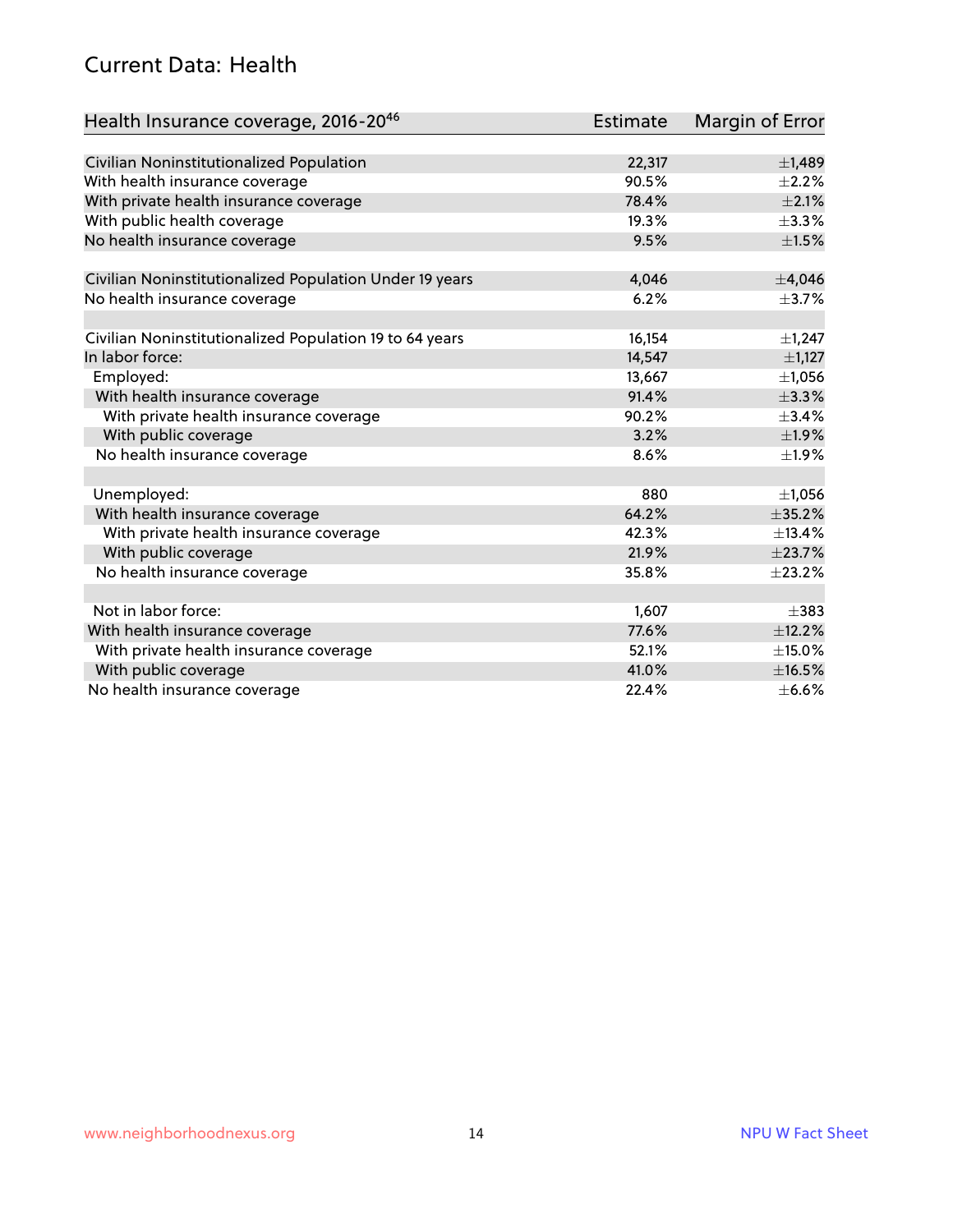## Current Data: Health

| Health Insurance coverage, 2016-20[46] | Estimate | Margin of Error |
|---|---|---|
| Civilian Noninstitutionalized Population | 22,317 | ±1,489 |
| With health insurance coverage | 90.5% | ±2.2% |
| With private health insurance coverage | 78.4% | ±2.1% |
| With public health coverage | 19.3% | ±3.3% |
| No health insurance coverage | 9.5% | ±1.5% |
| | | |
| Civilian Noninstitutionalized Population Under 19 years | 4,046 | ±4,046 |
| No health insurance coverage | 6.2% | ±3.7% |
| | | |
| Civilian Noninstitutionalized Population 19 to 64 years | 16,154 | ±1,247 |
| In labor force: | 14,547 | ±1,127 |
| Employed: | 13,667 | ±1,056 |
| With health insurance coverage | 91.4% | ±3.3% |
| With private health insurance coverage | 90.2% | ±3.4% |
| With public coverage | 3.2% | ±1.9% |
| No health insurance coverage | 8.6% | ±1.9% |
| | | |
| Unemployed: | 880 | ±1,056 |
| With health insurance coverage | 64.2% | ±35.2% |
| With private health insurance coverage | 42.3% | ±13.4% |
| With public coverage | 21.9% | ±23.7% |
| No health insurance coverage | 35.8% | ±23.2% |
| | | |
| Not in labor force: | 1,607 | ±383 |
| With health insurance coverage | 77.6% | ±12.2% |
| With private health insurance coverage | 52.1% | ±15.0% |
| With public coverage | 41.0% | ±16.5% |
| No health insurance coverage | 22.4% | ±6.6% |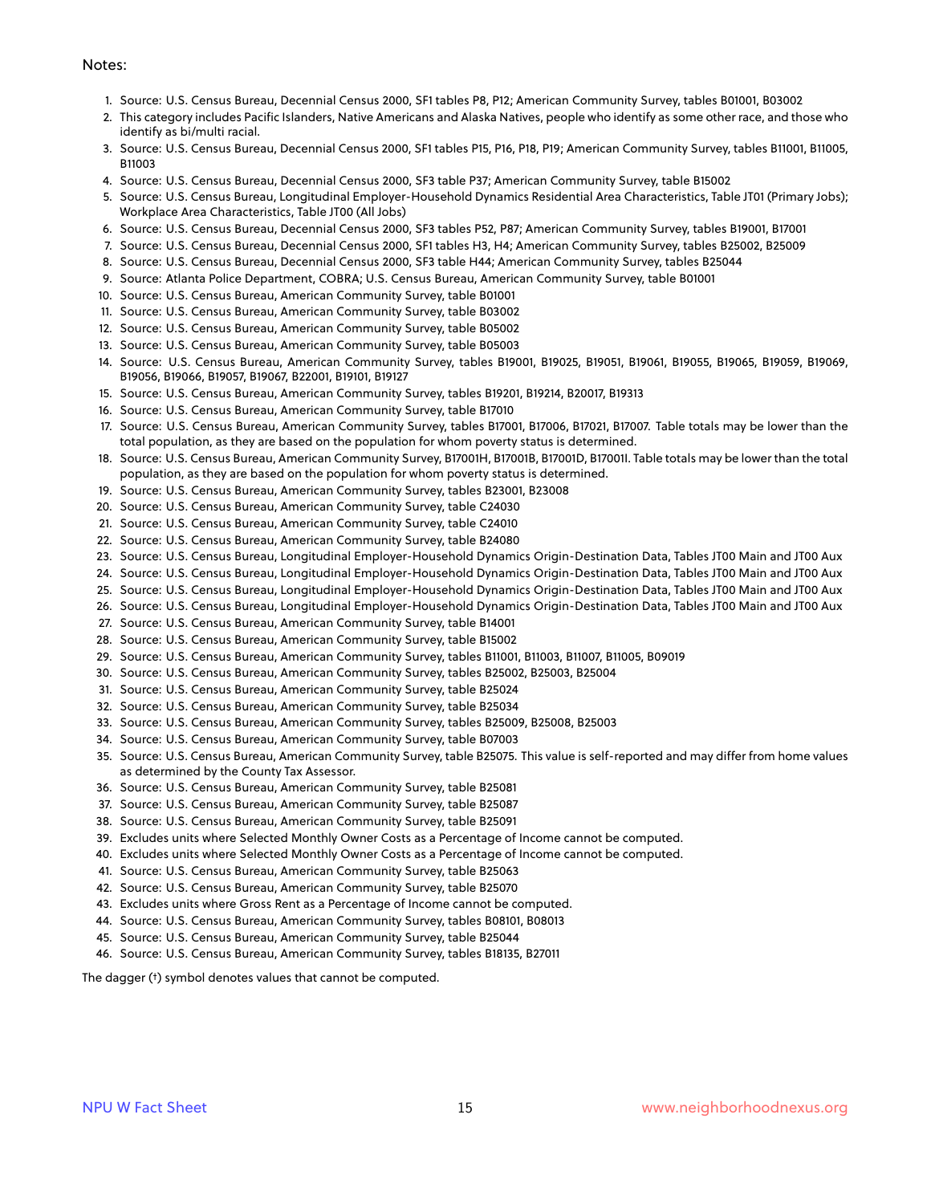Notes:

1. Source: U.S. Census Bureau, Decennial Census 2000, SF1 tables P8, P12; American Community Survey, tables B01001, B03002
2. This category includes Pacific Islanders, Native Americans and Alaska Natives, people who identify as some other race, and those who identify as bi/multi racial.
3. Source: U.S. Census Bureau, Decennial Census 2000, SF1 tables P15, P16, P18, P19; American Community Survey, tables B11001, B11005, B11003
4. Source: U.S. Census Bureau, Decennial Census 2000, SF3 table P37; American Community Survey, table B15002
5. Source: U.S. Census Bureau, Longitudinal Employer-Household Dynamics Residential Area Characteristics, Table JT01 (Primary Jobs); Workplace Area Characteristics, Table JT00 (All Jobs)
6. Source: U.S. Census Bureau, Decennial Census 2000, SF3 tables P52, P87; American Community Survey, tables B19001, B17001
7. Source: U.S. Census Bureau, Decennial Census 2000, SF1 tables H3, H4; American Community Survey, tables B25002, B25009
8. Source: U.S. Census Bureau, Decennial Census 2000, SF3 table H44; American Community Survey, tables B25044
9. Source: Atlanta Police Department, COBRA; U.S. Census Bureau, American Community Survey, table B01001
10. Source: U.S. Census Bureau, American Community Survey, table B01001
11. Source: U.S. Census Bureau, American Community Survey, table B03002
12. Source: U.S. Census Bureau, American Community Survey, table B05002
13. Source: U.S. Census Bureau, American Community Survey, table B05003
14. Source: U.S. Census Bureau, American Community Survey, tables B19001, B19025, B19051, B19061, B19055, B19065, B19059, B19069, B19056, B19066, B19057, B19067, B22001, B19101, B19127
15. Source: U.S. Census Bureau, American Community Survey, tables B19201, B19214, B20017, B19313
16. Source: U.S. Census Bureau, American Community Survey, table B17010
17. Source: U.S. Census Bureau, American Community Survey, tables B17001, B17006, B17021, B17007. Table totals may be lower than the total population, as they are based on the population for whom poverty status is determined.
18. Source: U.S. Census Bureau, American Community Survey, B17001H, B17001B, B17001D, B17001I. Table totals may be lower than the total population, as they are based on the population for whom poverty status is determined.
19. Source: U.S. Census Bureau, American Community Survey, tables B23001, B23008
20. Source: U.S. Census Bureau, American Community Survey, table C24030
21. Source: U.S. Census Bureau, American Community Survey, table C24010
22. Source: U.S. Census Bureau, American Community Survey, table B24080
23. Source: U.S. Census Bureau, Longitudinal Employer-Household Dynamics Origin-Destination Data, Tables JT00 Main and JT00 Aux
24. Source: U.S. Census Bureau, Longitudinal Employer-Household Dynamics Origin-Destination Data, Tables JT00 Main and JT00 Aux
25. Source: U.S. Census Bureau, Longitudinal Employer-Household Dynamics Origin-Destination Data, Tables JT00 Main and JT00 Aux
26. Source: U.S. Census Bureau, Longitudinal Employer-Household Dynamics Origin-Destination Data, Tables JT00 Main and JT00 Aux
27. Source: U.S. Census Bureau, American Community Survey, table B14001
28. Source: U.S. Census Bureau, American Community Survey, table B15002
29. Source: U.S. Census Bureau, American Community Survey, tables B11001, B11003, B11007, B11005, B09019
30. Source: U.S. Census Bureau, American Community Survey, tables B25002, B25003, B25004
31. Source: U.S. Census Bureau, American Community Survey, table B25024
32. Source: U.S. Census Bureau, American Community Survey, table B25034
33. Source: U.S. Census Bureau, American Community Survey, tables B25009, B25008, B25003
34. Source: U.S. Census Bureau, American Community Survey, table B07003
35. Source: U.S. Census Bureau, American Community Survey, table B25075. This value is self-reported and may differ from home values as determined by the County Tax Assessor.
36. Source: U.S. Census Bureau, American Community Survey, table B25081
37. Source: U.S. Census Bureau, American Community Survey, table B25087
38. Source: U.S. Census Bureau, American Community Survey, table B25091
39. Excludes units where Selected Monthly Owner Costs as a Percentage of Income cannot be computed.
40. Excludes units where Selected Monthly Owner Costs as a Percentage of Income cannot be computed.
41. Source: U.S. Census Bureau, American Community Survey, table B25063
42. Source: U.S. Census Bureau, American Community Survey, table B25070
43. Excludes units where Gross Rent as a Percentage of Income cannot be computed.
44. Source: U.S. Census Bureau, American Community Survey, tables B08101, B08013
45. Source: U.S. Census Bureau, American Community Survey, table B25044
46. Source: U.S. Census Bureau, American Community Survey, tables B18135, B27011

The dagger (†) symbol denotes values that cannot be computed.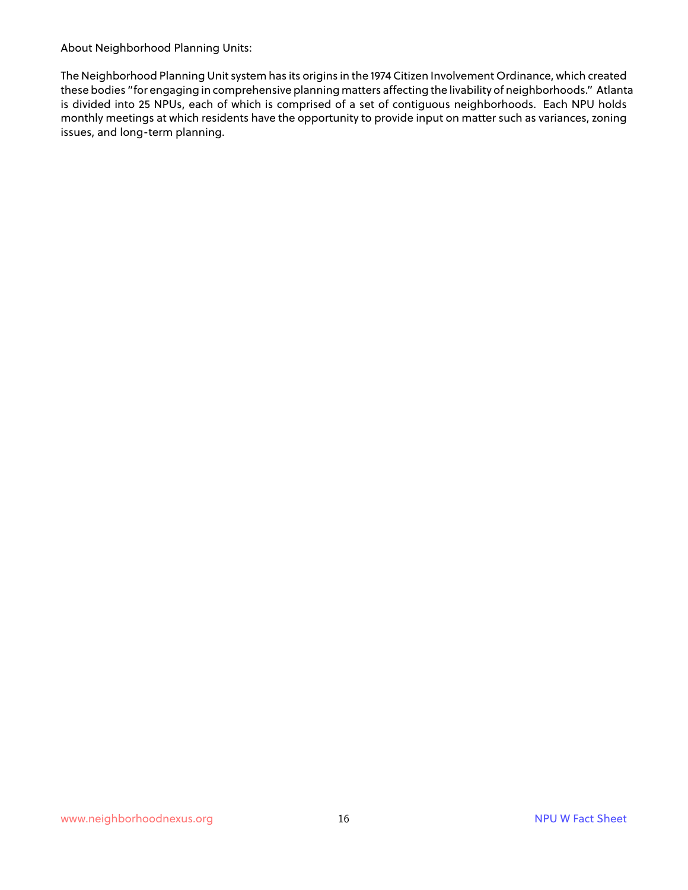About Neighborhood Planning Units:

The Neighborhood Planning Unit system has its origins in the 1974 Citizen Involvement Ordinance, which created these bodies "for engaging in comprehensive planning matters affecting the livability of neighborhoods." Atlanta is divided into 25 NPUs, each of which is comprised of a set of contiguous neighborhoods. Each NPU holds monthly meetings at which residents have the opportunity to provide input on matter such as variances, zoning issues, and long-term planning.